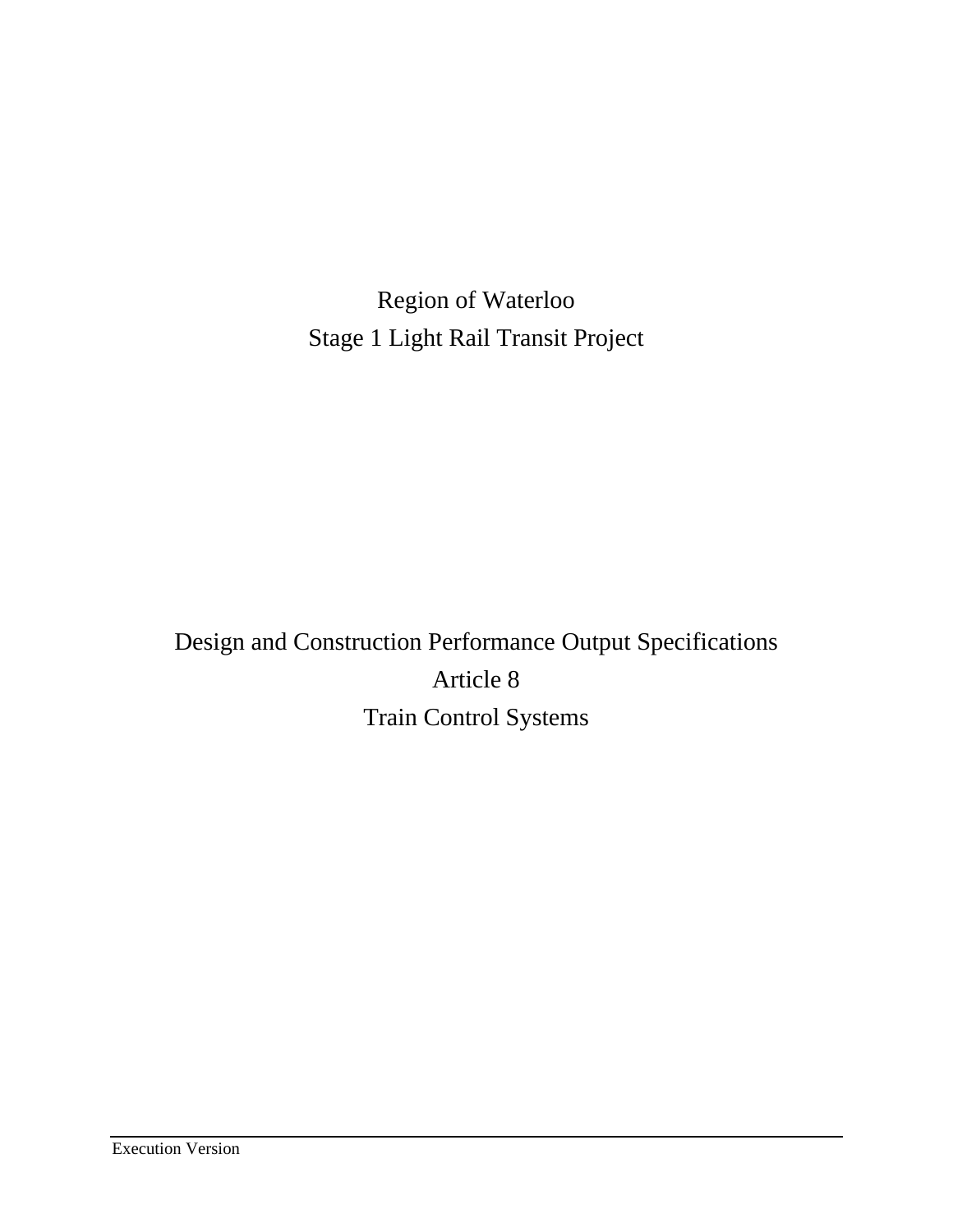# Region of Waterloo

# Stage 1 Light Rail Transit Project

# Design and Construction Performance Output Specifications

# Article 8

# Train Control Systems

Execution Version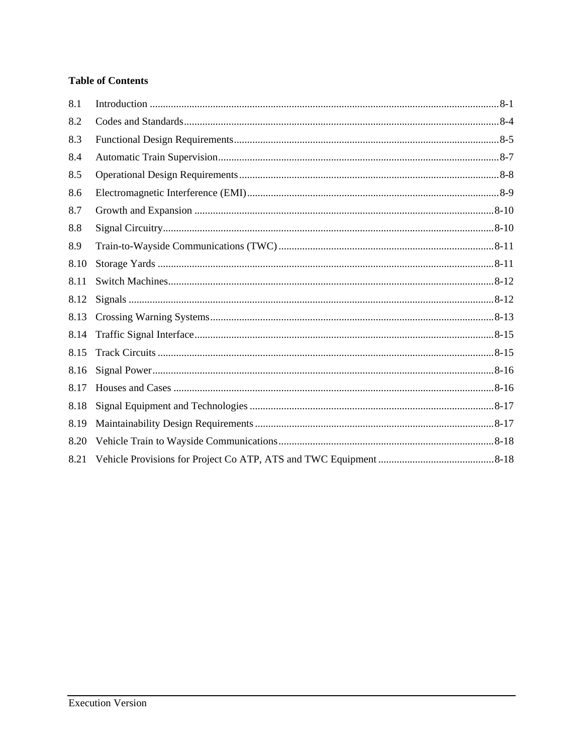**Table of Contents**

| | | |
|---|---|---|
| 8.1 | Introduction | 8-1 |
| 8.2 | Codes and Standards | 8-4 |
| 8.3 | Functional Design Requirements | 8-5 |
| 8.4 | Automatic Train Supervision | 8-7 |
| 8.5 | Operational Design Requirements | 8-8 |
| 8.6 | Electromagnetic Interference (EMI) | 8-9 |
| 8.7 | Growth and Expansion | 8-10 |
| 8.8 | Signal Circuitry | 8-10 |
| 8.9 | Train-to-Wayside Communications (TWC) | 8-11 |
| 8.10 | Storage Yards | 8-11 |
| 8.11 | Switch Machines | 8-12 |
| 8.12 | Signals | 8-12 |
| 8.13 | Crossing Warning Systems | 8-13 |
| 8.14 | Traffic Signal Interface | 8-15 |
| 8.15 | Track Circuits | 8-15 |
| 8.16 | Signal Power | 8-16 |
| 8.17 | Houses and Cases | 8-16 |
| 8.18 | Signal Equipment and Technologies | 8-17 |
| 8.19 | Maintainability Design Requirements | 8-17 |
| 8.20 | Vehicle Train to Wayside Communications | 8-18 |
| 8.21 | Vehicle Provisions for Project Co ATP, ATS and TWC Equipment | 8-18 |

Execution Version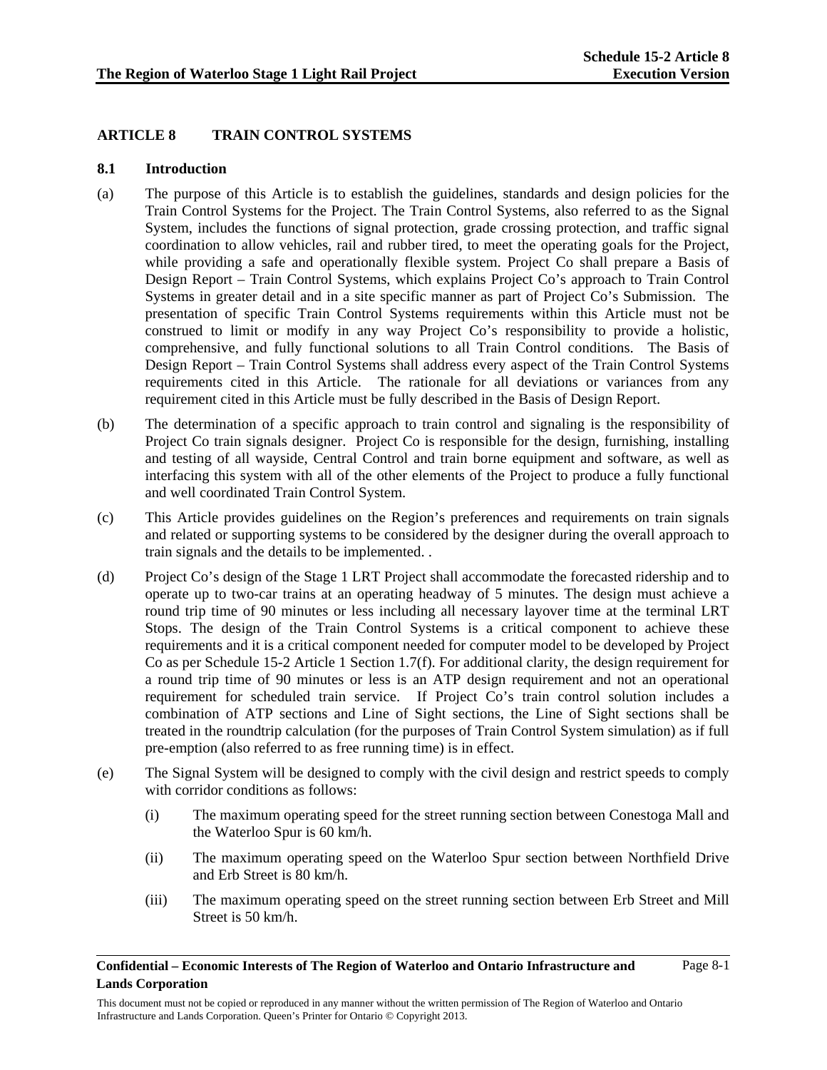## ARTICLE 8 TRAIN CONTROL SYSTEMS

### 8.1 Introduction

(a) The purpose of this Article is to establish the guidelines, standards and design policies for the Train Control Systems for the Project. The Train Control Systems, also referred to as the Signal System, includes the functions of signal protection, grade crossing protection, and traffic signal coordination to allow vehicles, rail and rubber tired, to meet the operating goals for the Project, while providing a safe and operationally flexible system. Project Co shall prepare a Basis of Design Report – Train Control Systems, which explains Project Co's approach to Train Control Systems in greater detail and in a site specific manner as part of Project Co's Submission. The presentation of specific Train Control Systems requirements within this Article must not be construed to limit or modify in any way Project Co's responsibility to provide a holistic, comprehensive, and fully functional solutions to all Train Control conditions. The Basis of Design Report – Train Control Systems shall address every aspect of the Train Control Systems requirements cited in this Article. The rationale for all deviations or variances from any requirement cited in this Article must be fully described in the Basis of Design Report.

(b) The determination of a specific approach to train control and signaling is the responsibility of Project Co train signals designer. Project Co is responsible for the design, furnishing, installing and testing of all wayside, Central Control and train borne equipment and software, as well as interfacing this system with all of the other elements of the Project to produce a fully functional and well coordinated Train Control System.

(c) This Article provides guidelines on the Region's preferences and requirements on train signals and related or supporting systems to be considered by the designer during the overall approach to train signals and the details to be implemented. .

(d) Project Co's design of the Stage 1 LRT Project shall accommodate the forecasted ridership and to operate up to two-car trains at an operating headway of 5 minutes. The design must achieve a round trip time of 90 minutes or less including all necessary layover time at the terminal LRT Stops. The design of the Train Control Systems is a critical component to achieve these requirements and it is a critical component needed for computer model to be developed by Project Co as per Schedule 15-2 Article 1 Section 1.7(f). For additional clarity, the design requirement for a round trip time of 90 minutes or less is an ATP design requirement and not an operational requirement for scheduled train service. If Project Co's train control solution includes a combination of ATP sections and Line of Sight sections, the Line of Sight sections shall be treated in the roundtrip calculation (for the purposes of Train Control System simulation) as if full pre-emption (also referred to as free running time) is in effect.

(e) The Signal System will be designed to comply with the civil design and restrict speeds to comply with corridor conditions as follows:

(i) The maximum operating speed for the street running section between Conestoga Mall and the Waterloo Spur is 60 km/h.

(ii) The maximum operating speed on the Waterloo Spur section between Northfield Drive and Erb Street is 80 km/h.

(iii) The maximum operating speed on the street running section between Erb Street and Mill Street is 50 km/h.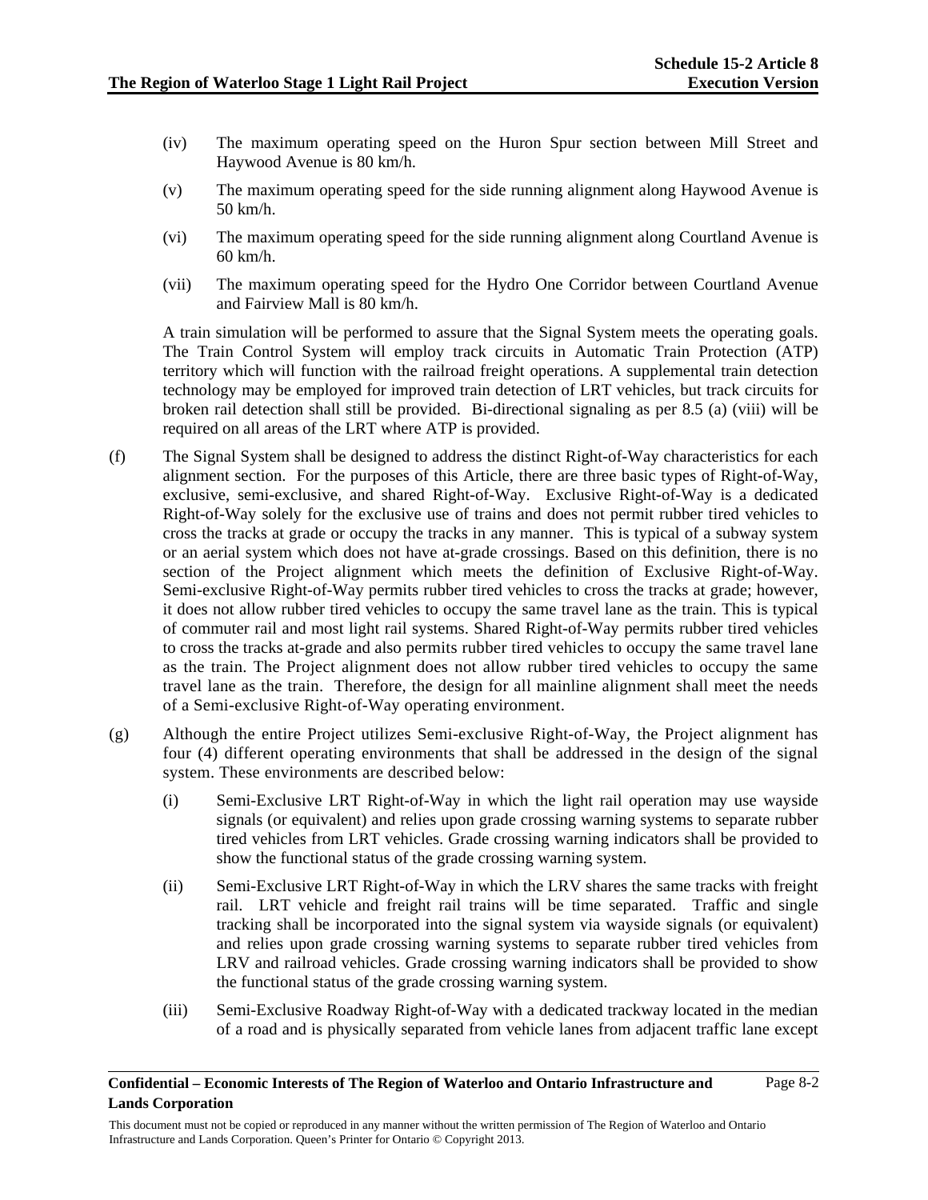(iv) The maximum operating speed on the Huron Spur section between Mill Street and Haywood Avenue is 80 km/h.

(v) The maximum operating speed for the side running alignment along Haywood Avenue is 50 km/h.

(vi) The maximum operating speed for the side running alignment along Courtland Avenue is 60 km/h.

(vii) The maximum operating speed for the Hydro One Corridor between Courtland Avenue and Fairview Mall is 80 km/h.

A train simulation will be performed to assure that the Signal System meets the operating goals. The Train Control System will employ track circuits in Automatic Train Protection (ATP) territory which will function with the railroad freight operations. A supplemental train detection technology may be employed for improved train detection of LRT vehicles, but track circuits for broken rail detection shall still be provided. Bi-directional signaling as per 8.5 (a) (viii) will be required on all areas of the LRT where ATP is provided.

(f) The Signal System shall be designed to address the distinct Right-of-Way characteristics for each alignment section. For the purposes of this Article, there are three basic types of Right-of-Way, exclusive, semi-exclusive, and shared Right-of-Way. Exclusive Right-of-Way is a dedicated Right-of-Way solely for the exclusive use of trains and does not permit rubber tired vehicles to cross the tracks at grade or occupy the tracks in any manner. This is typical of a subway system or an aerial system which does not have at-grade crossings. Based on this definition, there is no section of the Project alignment which meets the definition of Exclusive Right-of-Way. Semi-exclusive Right-of-Way permits rubber tired vehicles to cross the tracks at grade; however, it does not allow rubber tired vehicles to occupy the same travel lane as the train. This is typical of commuter rail and most light rail systems. Shared Right-of-Way permits rubber tired vehicles to cross the tracks at-grade and also permits rubber tired vehicles to occupy the same travel lane as the train. The Project alignment does not allow rubber tired vehicles to occupy the same travel lane as the train. Therefore, the design for all mainline alignment shall meet the needs of a Semi-exclusive Right-of-Way operating environment.

(g) Although the entire Project utilizes Semi-exclusive Right-of-Way, the Project alignment has four (4) different operating environments that shall be addressed in the design of the signal system. These environments are described below:

(i) Semi-Exclusive LRT Right-of-Way in which the light rail operation may use wayside signals (or equivalent) and relies upon grade crossing warning systems to separate rubber tired vehicles from LRT vehicles. Grade crossing warning indicators shall be provided to show the functional status of the grade crossing warning system.

(ii) Semi-Exclusive LRT Right-of-Way in which the LRV shares the same tracks with freight rail. LRT vehicle and freight rail trains will be time separated. Traffic and single tracking shall be incorporated into the signal system via wayside signals (or equivalent) and relies upon grade crossing warning systems to separate rubber tired vehicles from LRV and railroad vehicles. Grade crossing warning indicators shall be provided to show the functional status of the grade crossing warning system.

(iii) Semi-Exclusive Roadway Right-of-Way with a dedicated trackway located in the median of a road and is physically separated from vehicle lanes from adjacent traffic lane except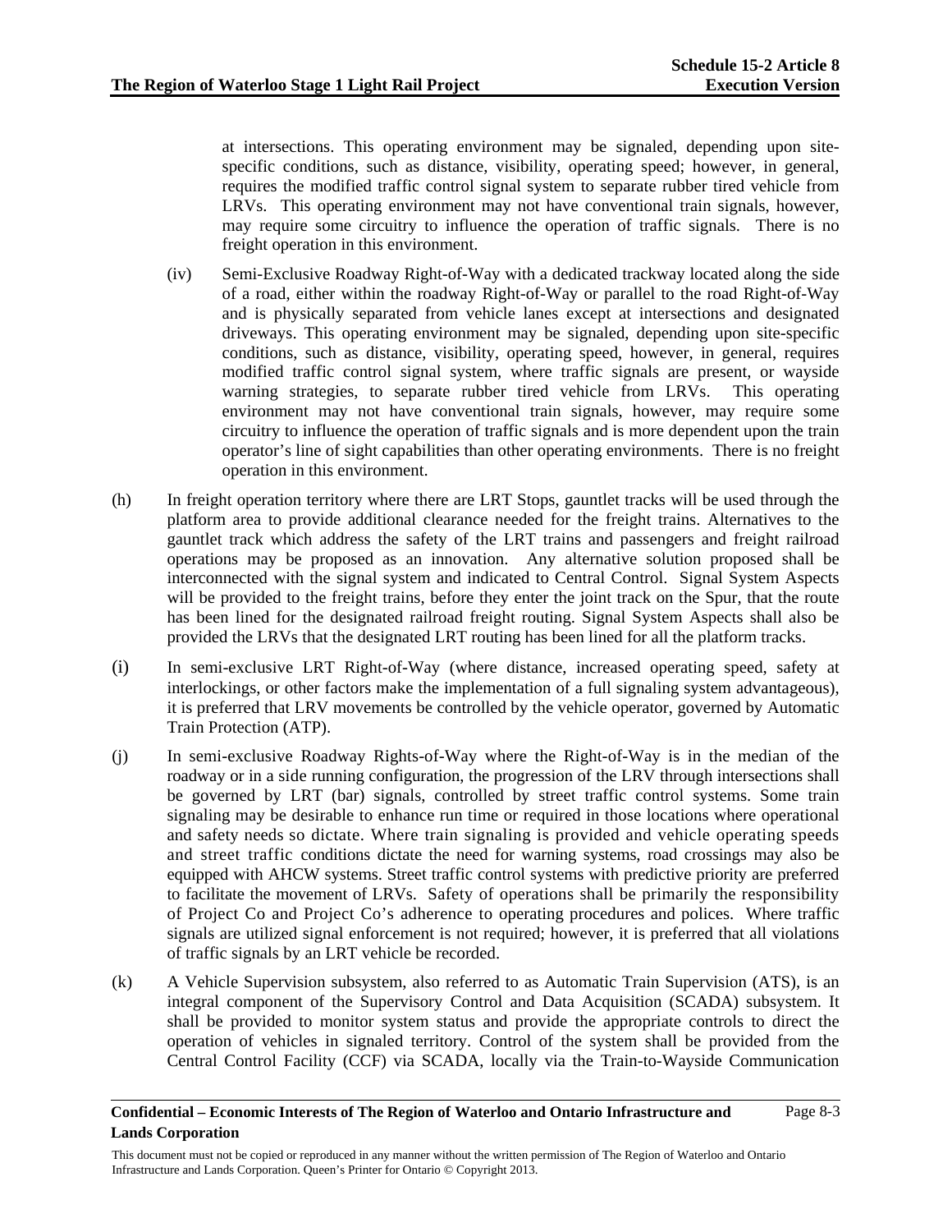at intersections. This operating environment may be signaled, depending upon site-specific conditions, such as distance, visibility, operating speed; however, in general, requires the modified traffic control signal system to separate rubber tired vehicle from LRVs. This operating environment may not have conventional train signals, however, may require some circuitry to influence the operation of traffic signals. There is no freight operation in this environment.

(iv) Semi-Exclusive Roadway Right-of-Way with a dedicated trackway located along the side of a road, either within the roadway Right-of-Way or parallel to the road Right-of-Way and is physically separated from vehicle lanes except at intersections and designated driveways. This operating environment may be signaled, depending upon site-specific conditions, such as distance, visibility, operating speed, however, in general, requires modified traffic control signal system, where traffic signals are present, or wayside warning strategies, to separate rubber tired vehicle from LRVs. This operating environment may not have conventional train signals, however, may require some circuitry to influence the operation of traffic signals and is more dependent upon the train operator's line of sight capabilities than other operating environments. There is no freight operation in this environment.

(h) In freight operation territory where there are LRT Stops, gauntlet tracks will be used through the platform area to provide additional clearance needed for the freight trains. Alternatives to the gauntlet track which address the safety of the LRT trains and passengers and freight railroad operations may be proposed as an innovation. Any alternative solution proposed shall be interconnected with the signal system and indicated to Central Control. Signal System Aspects will be provided to the freight trains, before they enter the joint track on the Spur, that the route has been lined for the designated railroad freight routing. Signal System Aspects shall also be provided the LRVs that the designated LRT routing has been lined for all the platform tracks.

(i) In semi-exclusive LRT Right-of-Way (where distance, increased operating speed, safety at interlockings, or other factors make the implementation of a full signaling system advantageous), it is preferred that LRV movements be controlled by the vehicle operator, governed by Automatic Train Protection (ATP).

(j) In semi-exclusive Roadway Rights-of-Way where the Right-of-Way is in the median of the roadway or in a side running configuration, the progression of the LRV through intersections shall be governed by LRT (bar) signals, controlled by street traffic control systems. Some train signaling may be desirable to enhance run time or required in those locations where operational and safety needs so dictate. Where train signaling is provided and vehicle operating speeds and street traffic conditions dictate the need for warning systems, road crossings may also be equipped with AHCW systems. Street traffic control systems with predictive priority are preferred to facilitate the movement of LRVs. Safety of operations shall be primarily the responsibility of Project Co and Project Co's adherence to operating procedures and polices. Where traffic signals are utilized signal enforcement is not required; however, it is preferred that all violations of traffic signals by an LRT vehicle be recorded.

(k) A Vehicle Supervision subsystem, also referred to as Automatic Train Supervision (ATS), is an integral component of the Supervisory Control and Data Acquisition (SCADA) subsystem. It shall be provided to monitor system status and provide the appropriate controls to direct the operation of vehicles in signaled territory. Control of the system shall be provided from the Central Control Facility (CCF) via SCADA, locally via the Train-to-Wayside Communication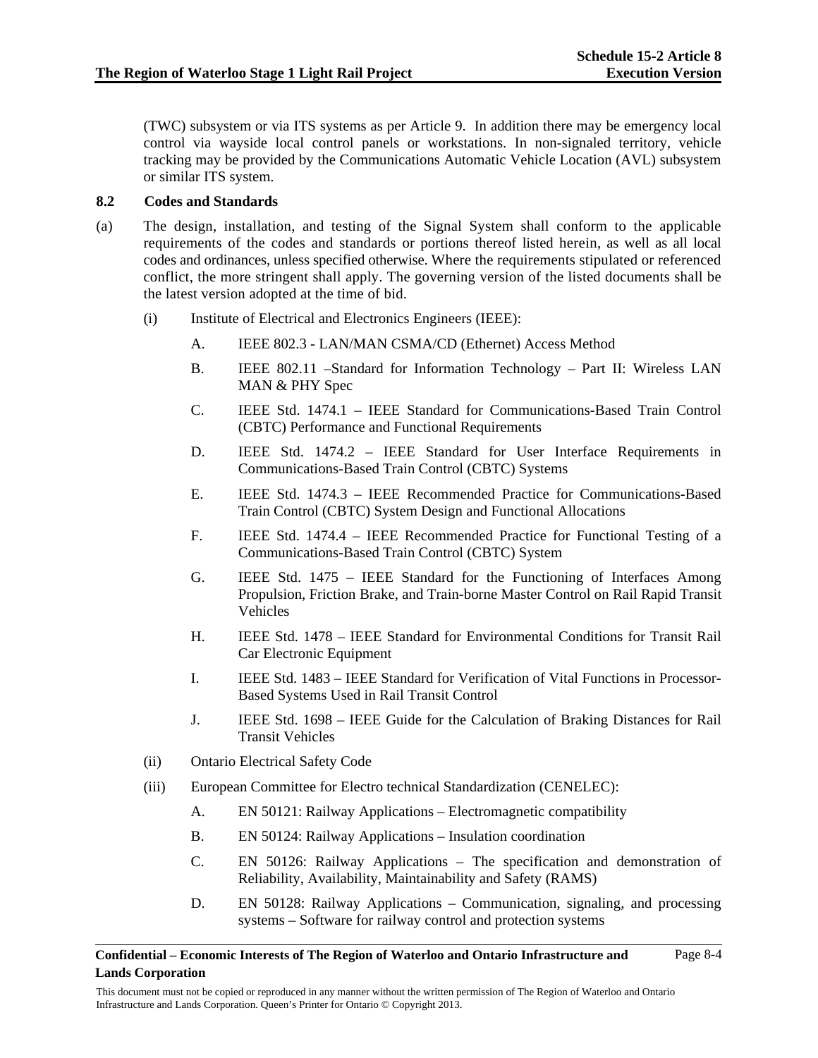(TWC) subsystem or via ITS systems as per Article 9. In addition there may be emergency local control via wayside local control panels or workstations. In non-signaled territory, vehicle tracking may be provided by the Communications Automatic Vehicle Location (AVL) subsystem or similar ITS system.

### 8.2 Codes and Standards

(a) The design, installation, and testing of the Signal System shall conform to the applicable requirements of the codes and standards or portions thereof listed herein, as well as all local codes and ordinances, unless specified otherwise. Where the requirements stipulated or referenced conflict, the more stringent shall apply. The governing version of the listed documents shall be the latest version adopted at the time of bid.

   (i) Institute of Electrical and Electronics Engineers (IEEE):

      A. IEEE 802.3 - LAN/MAN CSMA/CD (Ethernet) Access Method

      B. IEEE 802.11 –Standard for Information Technology – Part II: Wireless LAN MAN & PHY Spec

      C. IEEE Std. 1474.1 – IEEE Standard for Communications-Based Train Control (CBTC) Performance and Functional Requirements

      D. IEEE Std. 1474.2 – IEEE Standard for User Interface Requirements in Communications-Based Train Control (CBTC) Systems

      E. IEEE Std. 1474.3 – IEEE Recommended Practice for Communications-Based Train Control (CBTC) System Design and Functional Allocations

      F. IEEE Std. 1474.4 – IEEE Recommended Practice for Functional Testing of a Communications-Based Train Control (CBTC) System

      G. IEEE Std. 1475 – IEEE Standard for the Functioning of Interfaces Among Propulsion, Friction Brake, and Train-borne Master Control on Rail Rapid Transit Vehicles

      H. IEEE Std. 1478 – IEEE Standard for Environmental Conditions for Transit Rail Car Electronic Equipment

      I. IEEE Std. 1483 – IEEE Standard for Verification of Vital Functions in Processor-Based Systems Used in Rail Transit Control

      J. IEEE Std. 1698 – IEEE Guide for the Calculation of Braking Distances for Rail Transit Vehicles

   (ii) Ontario Electrical Safety Code

   (iii) European Committee for Electro technical Standardization (CENELEC):

      A. EN 50121: Railway Applications – Electromagnetic compatibility

      B. EN 50124: Railway Applications – Insulation coordination

      C. EN 50126: Railway Applications – The specification and demonstration of Reliability, Availability, Maintainability and Safety (RAMS)

      D. EN 50128: Railway Applications – Communication, signaling, and processing systems – Software for railway control and protection systems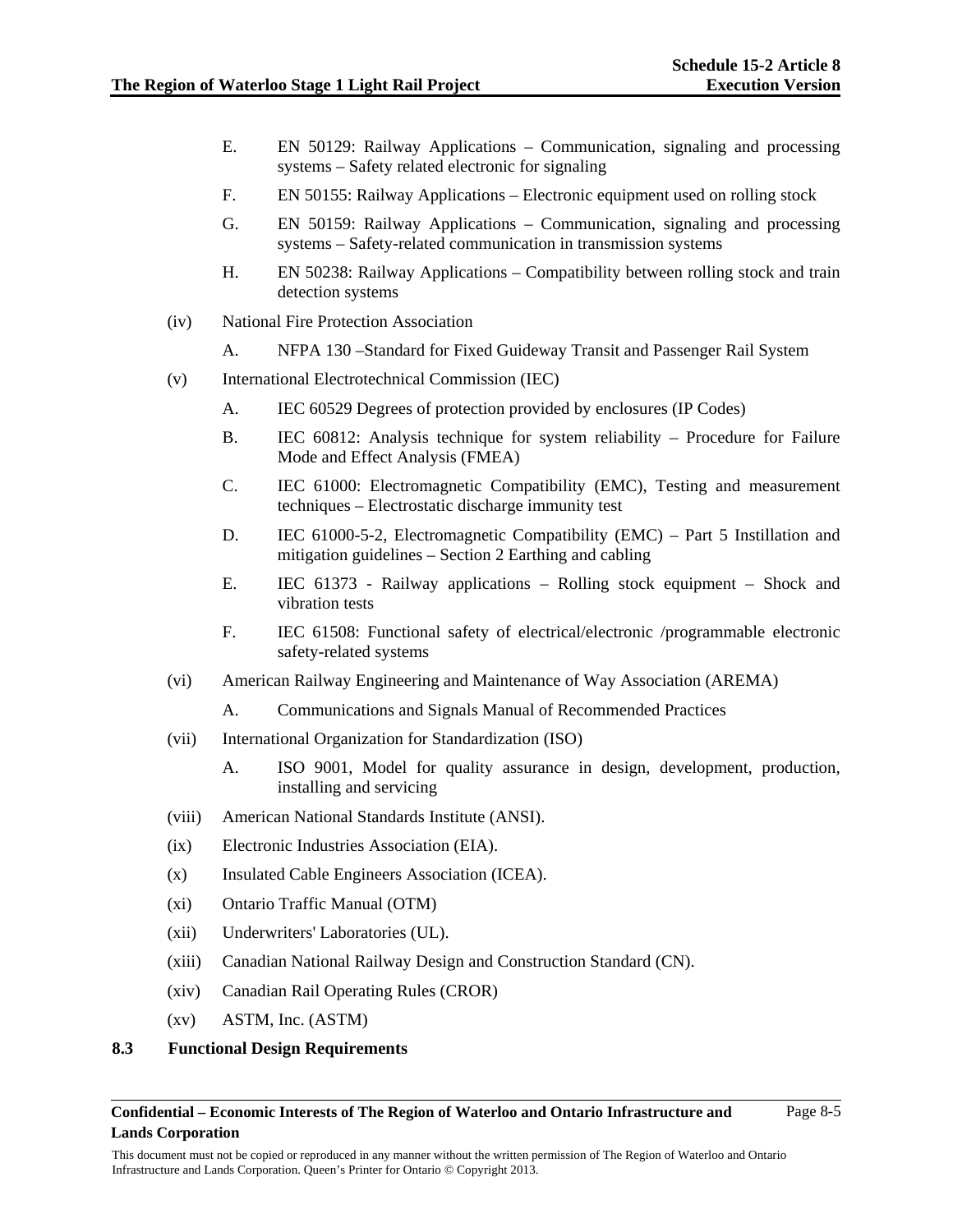E. EN 50129: Railway Applications – Communication, signaling and processing systems – Safety related electronic for signaling

F. EN 50155: Railway Applications – Electronic equipment used on rolling stock

G. EN 50159: Railway Applications – Communication, signaling and processing systems – Safety-related communication in transmission systems

H. EN 50238: Railway Applications – Compatibility between rolling stock and train detection systems

(iv) National Fire Protection Association

A. NFPA 130 –Standard for Fixed Guideway Transit and Passenger Rail System

(v) International Electrotechnical Commission (IEC)

A. IEC 60529 Degrees of protection provided by enclosures (IP Codes)

B. IEC 60812: Analysis technique for system reliability – Procedure for Failure Mode and Effect Analysis (FMEA)

C. IEC 61000: Electromagnetic Compatibility (EMC), Testing and measurement techniques – Electrostatic discharge immunity test

D. IEC 61000-5-2, Electromagnetic Compatibility (EMC) – Part 5 Instillation and mitigation guidelines – Section 2 Earthing and cabling

E. IEC 61373 - Railway applications – Rolling stock equipment – Shock and vibration tests

F. IEC 61508: Functional safety of electrical/electronic /programmable electronic safety-related systems

(vi) American Railway Engineering and Maintenance of Way Association (AREMA)

A. Communications and Signals Manual of Recommended Practices

(vii) International Organization for Standardization (ISO)

A. ISO 9001, Model for quality assurance in design, development, production, installing and servicing

(viii) American National Standards Institute (ANSI).

(ix) Electronic Industries Association (EIA).

(x) Insulated Cable Engineers Association (ICEA).

(xi) Ontario Traffic Manual (OTM)

(xii) Underwriters' Laboratories (UL).

(xiii) Canadian National Railway Design and Construction Standard (CN).

(xiv) Canadian Rail Operating Rules (CROR)

(xv) ASTM, Inc. (ASTM)

## 8.3 Functional Design Requirements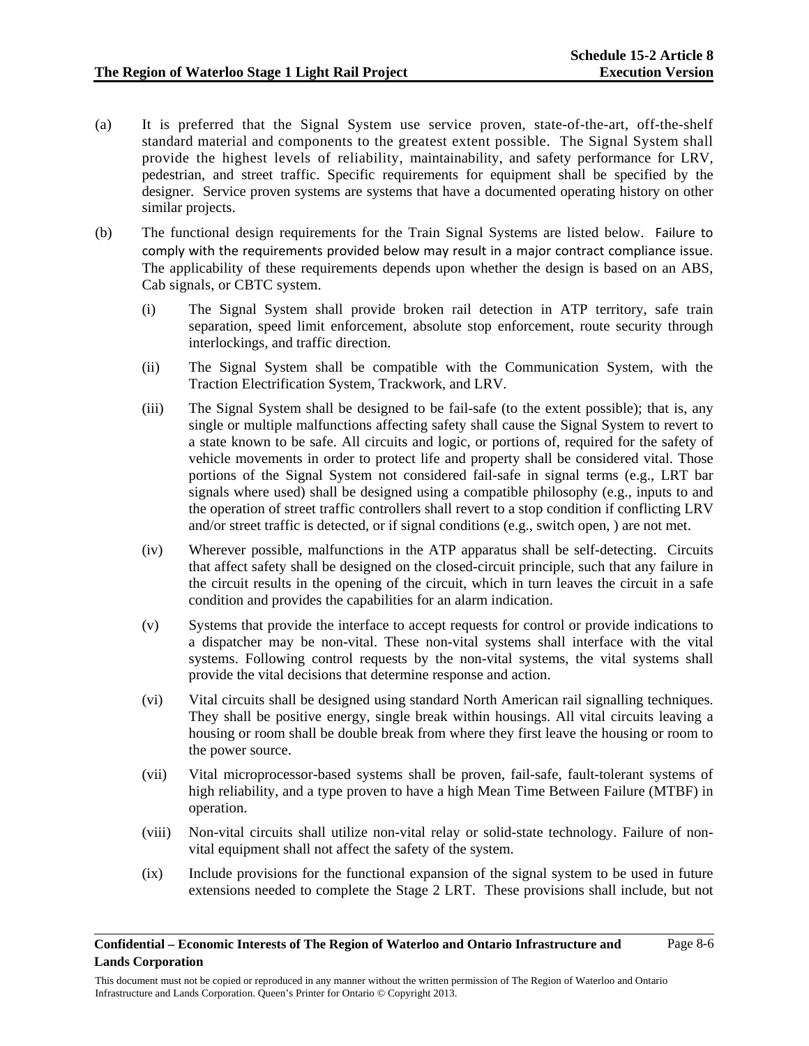(a) It is preferred that the Signal System use service proven, state-of-the-art, off-the-shelf standard material and components to the greatest extent possible. The Signal System shall provide the highest levels of reliability, maintainability, and safety performance for LRV, pedestrian, and street traffic. Specific requirements for equipment shall be specified by the designer. Service proven systems are systems that have a documented operating history on other similar projects.

(b) The functional design requirements for the Train Signal Systems are listed below. Failure to comply with the requirements provided below may result in a major contract compliance issue. The applicability of these requirements depends upon whether the design is based on an ABS, Cab signals, or CBTC system.

(i) The Signal System shall provide broken rail detection in ATP territory, safe train separation, speed limit enforcement, absolute stop enforcement, route security through interlockings, and traffic direction.

(ii) The Signal System shall be compatible with the Communication System, with the Traction Electrification System, Trackwork, and LRV.

(iii) The Signal System shall be designed to be fail-safe (to the extent possible); that is, any single or multiple malfunctions affecting safety shall cause the Signal System to revert to a state known to be safe. All circuits and logic, or portions of, required for the safety of vehicle movements in order to protect life and property shall be considered vital. Those portions of the Signal System not considered fail-safe in signal terms (e.g., LRT bar signals where used) shall be designed using a compatible philosophy (e.g., inputs to and the operation of street traffic controllers shall revert to a stop condition if conflicting LRV and/or street traffic is detected, or if signal conditions (e.g., switch open, ) are not met.

(iv) Wherever possible, malfunctions in the ATP apparatus shall be self-detecting. Circuits that affect safety shall be designed on the closed-circuit principle, such that any failure in the circuit results in the opening of the circuit, which in turn leaves the circuit in a safe condition and provides the capabilities for an alarm indication.

(v) Systems that provide the interface to accept requests for control or provide indications to a dispatcher may be non-vital. These non-vital systems shall interface with the vital systems. Following control requests by the non-vital systems, the vital systems shall provide the vital decisions that determine response and action.

(vi) Vital circuits shall be designed using standard North American rail signalling techniques. They shall be positive energy, single break within housings. All vital circuits leaving a housing or room shall be double break from where they first leave the housing or room to the power source.

(vii) Vital microprocessor-based systems shall be proven, fail-safe, fault-tolerant systems of high reliability, and a type proven to have a high Mean Time Between Failure (MTBF) in operation.

(viii) Non-vital circuits shall utilize non-vital relay or solid-state technology. Failure of non-vital equipment shall not affect the safety of the system.

(ix) Include provisions for the functional expansion of the signal system to be used in future extensions needed to complete the Stage 2 LRT. These provisions shall include, but not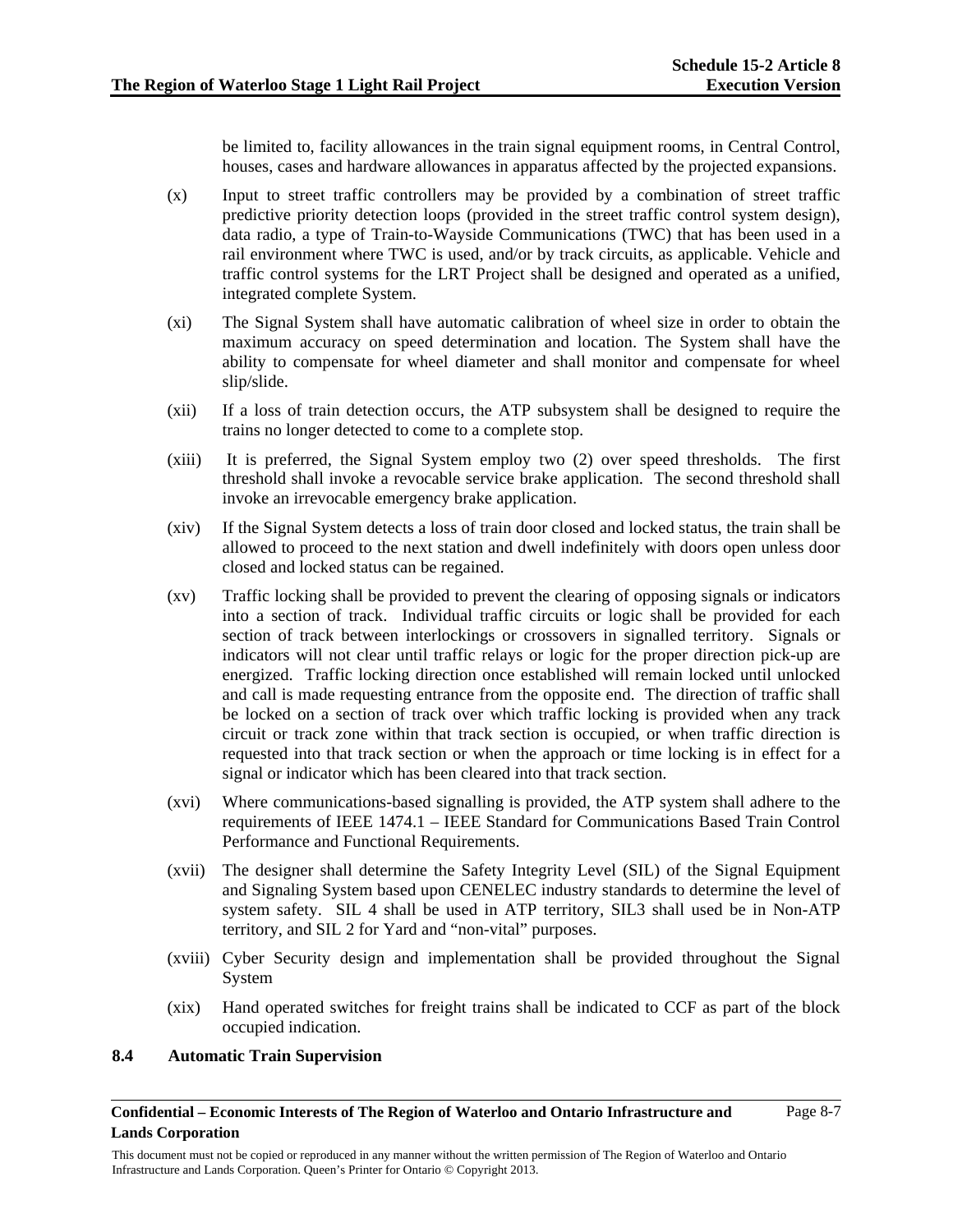be limited to, facility allowances in the train signal equipment rooms, in Central Control, houses, cases and hardware allowances in apparatus affected by the projected expansions.

(x) Input to street traffic controllers may be provided by a combination of street traffic predictive priority detection loops (provided in the street traffic control system design), data radio, a type of Train-to-Wayside Communications (TWC) that has been used in a rail environment where TWC is used, and/or by track circuits, as applicable. Vehicle and traffic control systems for the LRT Project shall be designed and operated as a unified, integrated complete System.

(xi) The Signal System shall have automatic calibration of wheel size in order to obtain the maximum accuracy on speed determination and location. The System shall have the ability to compensate for wheel diameter and shall monitor and compensate for wheel slip/slide.

(xii) If a loss of train detection occurs, the ATP subsystem shall be designed to require the trains no longer detected to come to a complete stop.

(xiii) It is preferred, the Signal System employ two (2) over speed thresholds. The first threshold shall invoke a revocable service brake application. The second threshold shall invoke an irrevocable emergency brake application.

(xiv) If the Signal System detects a loss of train door closed and locked status, the train shall be allowed to proceed to the next station and dwell indefinitely with doors open unless door closed and locked status can be regained.

(xv) Traffic locking shall be provided to prevent the clearing of opposing signals or indicators into a section of track. Individual traffic circuits or logic shall be provided for each section of track between interlockings or crossovers in signalled territory. Signals or indicators will not clear until traffic relays or logic for the proper direction pick-up are energized. Traffic locking direction once established will remain locked until unlocked and call is made requesting entrance from the opposite end. The direction of traffic shall be locked on a section of track over which traffic locking is provided when any track circuit or track zone within that track section is occupied, or when traffic direction is requested into that track section or when the approach or time locking is in effect for a signal or indicator which has been cleared into that track section.

(xvi) Where communications-based signalling is provided, the ATP system shall adhere to the requirements of IEEE 1474.1 – IEEE Standard for Communications Based Train Control Performance and Functional Requirements.

(xvii) The designer shall determine the Safety Integrity Level (SIL) of the Signal Equipment and Signaling System based upon CENELEC industry standards to determine the level of system safety. SIL 4 shall be used in ATP territory, SIL3 shall used be in Non-ATP territory, and SIL 2 for Yard and "non-vital" purposes.

(xviii) Cyber Security design and implementation shall be provided throughout the Signal System

(xix) Hand operated switches for freight trains shall be indicated to CCF as part of the block occupied indication.

### 8.4 Automatic Train Supervision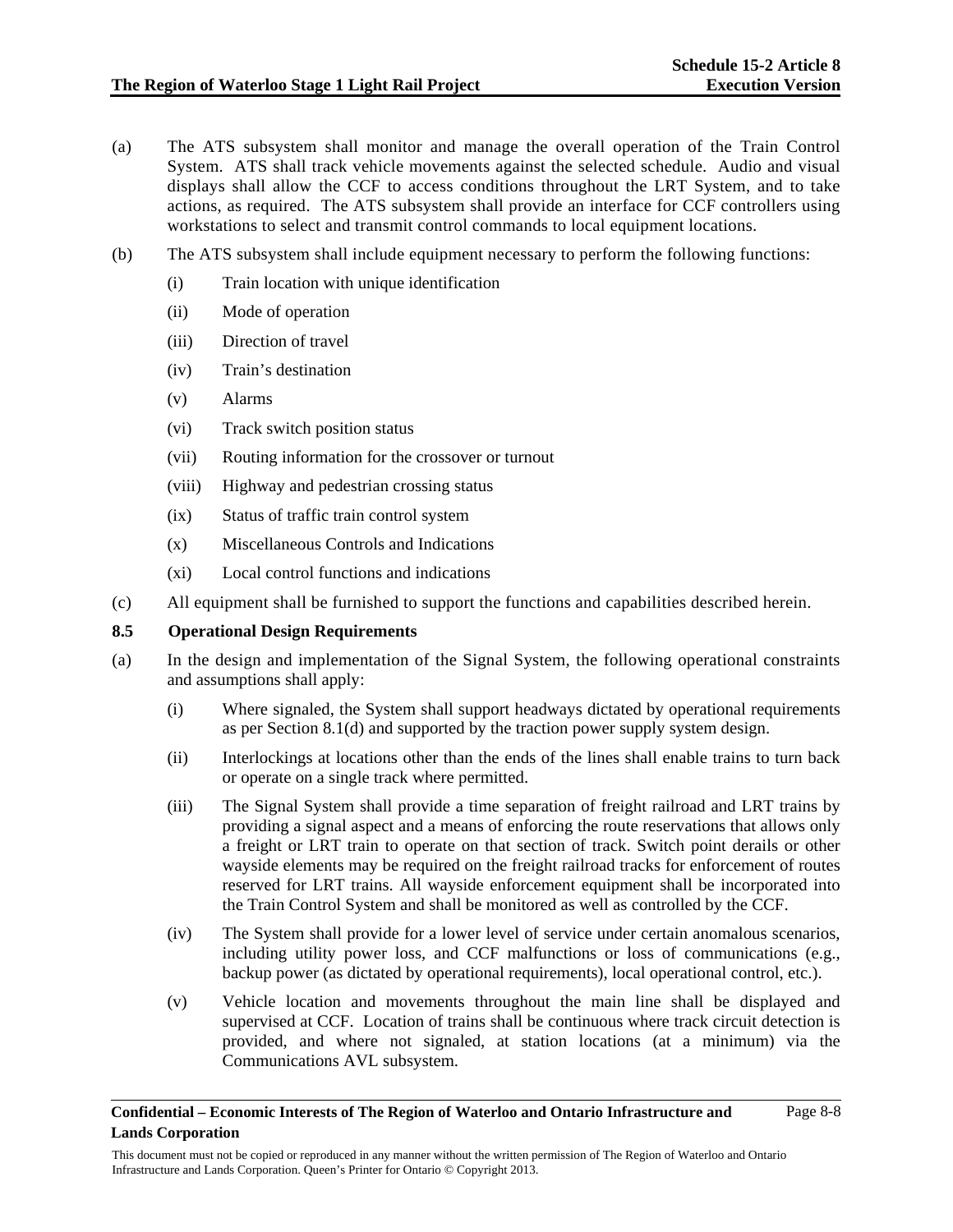(a) The ATS subsystem shall monitor and manage the overall operation of the Train Control System. ATS shall track vehicle movements against the selected schedule. Audio and visual displays shall allow the CCF to access conditions throughout the LRT System, and to take actions, as required. The ATS subsystem shall provide an interface for CCF controllers using workstations to select and transmit control commands to local equipment locations.

(b) The ATS subsystem shall include equipment necessary to perform the following functions:

  (i) Train location with unique identification

  (ii) Mode of operation

  (iii) Direction of travel

  (iv) Train's destination

  (v) Alarms

  (vi) Track switch position status

  (vii) Routing information for the crossover or turnout

  (viii) Highway and pedestrian crossing status

  (ix) Status of traffic train control system

  (x) Miscellaneous Controls and Indications

  (xi) Local control functions and indications

(c) All equipment shall be furnished to support the functions and capabilities described herein.

### 8.5 Operational Design Requirements

(a) In the design and implementation of the Signal System, the following operational constraints and assumptions shall apply:

  (i) Where signaled, the System shall support headways dictated by operational requirements as per Section 8.1(d) and supported by the traction power supply system design.

  (ii) Interlockings at locations other than the ends of the lines shall enable trains to turn back or operate on a single track where permitted.

  (iii) The Signal System shall provide a time separation of freight railroad and LRT trains by providing a signal aspect and a means of enforcing the route reservations that allows only a freight or LRT train to operate on that section of track. Switch point derails or other wayside elements may be required on the freight railroad tracks for enforcement of routes reserved for LRT trains. All wayside enforcement equipment shall be incorporated into the Train Control System and shall be monitored as well as controlled by the CCF.

  (iv) The System shall provide for a lower level of service under certain anomalous scenarios, including utility power loss, and CCF malfunctions or loss of communications (e.g., backup power (as dictated by operational requirements), local operational control, etc.).

  (v) Vehicle location and movements throughout the main line shall be displayed and supervised at CCF. Location of trains shall be continuous where track circuit detection is provided, and where not signaled, at station locations (at a minimum) via the Communications AVL subsystem.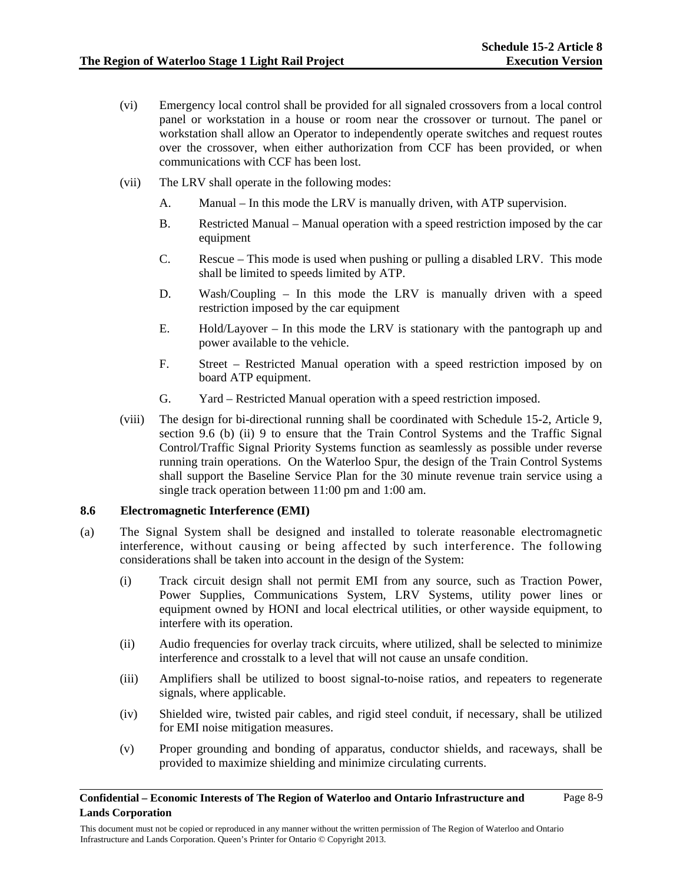(vi) Emergency local control shall be provided for all signaled crossovers from a local control panel or workstation in a house or room near the crossover or turnout. The panel or workstation shall allow an Operator to independently operate switches and request routes over the crossover, when either authorization from CCF has been provided, or when communications with CCF has been lost.

(vii) The LRV shall operate in the following modes:

A. Manual – In this mode the LRV is manually driven, with ATP supervision.

B. Restricted Manual – Manual operation with a speed restriction imposed by the car equipment

C. Rescue – This mode is used when pushing or pulling a disabled LRV. This mode shall be limited to speeds limited by ATP.

D. Wash/Coupling – In this mode the LRV is manually driven with a speed restriction imposed by the car equipment

E. Hold/Layover – In this mode the LRV is stationary with the pantograph up and power available to the vehicle.

F. Street – Restricted Manual operation with a speed restriction imposed by on board ATP equipment.

G. Yard – Restricted Manual operation with a speed restriction imposed.

(viii) The design for bi-directional running shall be coordinated with Schedule 15-2, Article 9, section 9.6 (b) (ii) 9 to ensure that the Train Control Systems and the Traffic Signal Control/Traffic Signal Priority Systems function as seamlessly as possible under reverse running train operations. On the Waterloo Spur, the design of the Train Control Systems shall support the Baseline Service Plan for the 30 minute revenue train service using a single track operation between 11:00 pm and 1:00 am.

### 8.6 Electromagnetic Interference (EMI)

(a) The Signal System shall be designed and installed to tolerate reasonable electromagnetic interference, without causing or being affected by such interference. The following considerations shall be taken into account in the design of the System:

(i) Track circuit design shall not permit EMI from any source, such as Traction Power, Power Supplies, Communications System, LRV Systems, utility power lines or equipment owned by HONI and local electrical utilities, or other wayside equipment, to interfere with its operation.

(ii) Audio frequencies for overlay track circuits, where utilized, shall be selected to minimize interference and crosstalk to a level that will not cause an unsafe condition.

(iii) Amplifiers shall be utilized to boost signal-to-noise ratios, and repeaters to regenerate signals, where applicable.

(iv) Shielded wire, twisted pair cables, and rigid steel conduit, if necessary, shall be utilized for EMI noise mitigation measures.

(v) Proper grounding and bonding of apparatus, conductor shields, and raceways, shall be provided to maximize shielding and minimize circulating currents.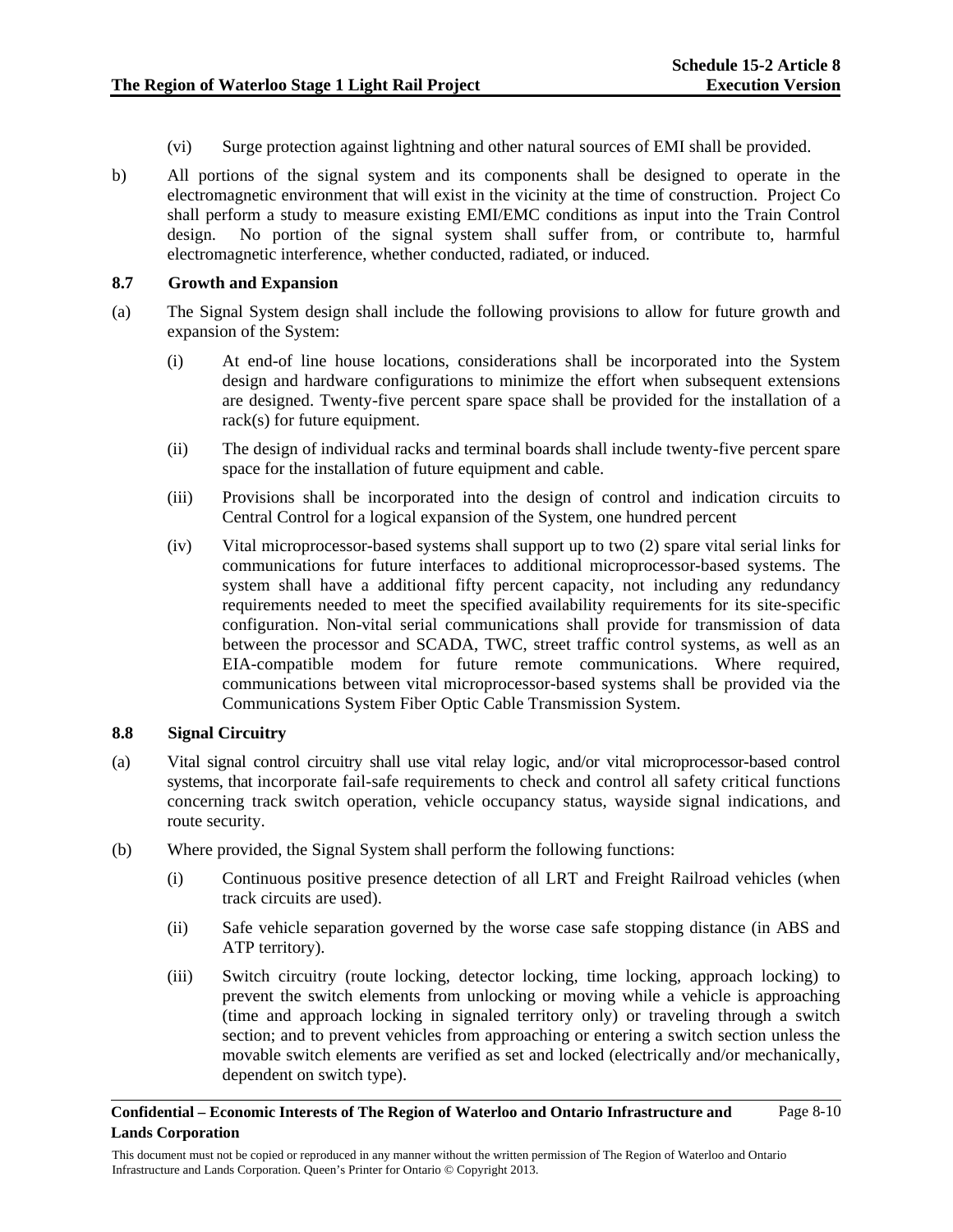(vi) Surge protection against lightning and other natural sources of EMI shall be provided.

b) All portions of the signal system and its components shall be designed to operate in the electromagnetic environment that will exist in the vicinity at the time of construction. Project Co shall perform a study to measure existing EMI/EMC conditions as input into the Train Control design. No portion of the signal system shall suffer from, or contribute to, harmful electromagnetic interference, whether conducted, radiated, or induced.

### 8.7 Growth and Expansion

(a) The Signal System design shall include the following provisions to allow for future growth and expansion of the System:

(i) At end-of line house locations, considerations shall be incorporated into the System design and hardware configurations to minimize the effort when subsequent extensions are designed. Twenty-five percent spare space shall be provided for the installation of a rack(s) for future equipment.

(ii) The design of individual racks and terminal boards shall include twenty-five percent spare space for the installation of future equipment and cable.

(iii) Provisions shall be incorporated into the design of control and indication circuits to Central Control for a logical expansion of the System, one hundred percent

(iv) Vital microprocessor-based systems shall support up to two (2) spare vital serial links for communications for future interfaces to additional microprocessor-based systems. The system shall have a additional fifty percent capacity, not including any redundancy requirements needed to meet the specified availability requirements for its site-specific configuration. Non-vital serial communications shall provide for transmission of data between the processor and SCADA, TWC, street traffic control systems, as well as an EIA-compatible modem for future remote communications. Where required, communications between vital microprocessor-based systems shall be provided via the Communications System Fiber Optic Cable Transmission System.

### 8.8 Signal Circuitry

(a) Vital signal control circuitry shall use vital relay logic, and/or vital microprocessor-based control systems, that incorporate fail-safe requirements to check and control all safety critical functions concerning track switch operation, vehicle occupancy status, wayside signal indications, and route security.

(b) Where provided, the Signal System shall perform the following functions:

(i) Continuous positive presence detection of all LRT and Freight Railroad vehicles (when track circuits are used).

(ii) Safe vehicle separation governed by the worse case safe stopping distance (in ABS and ATP territory).

(iii) Switch circuitry (route locking, detector locking, time locking, approach locking) to prevent the switch elements from unlocking or moving while a vehicle is approaching (time and approach locking in signaled territory only) or traveling through a switch section; and to prevent vehicles from approaching or entering a switch section unless the movable switch elements are verified as set and locked (electrically and/or mechanically, dependent on switch type).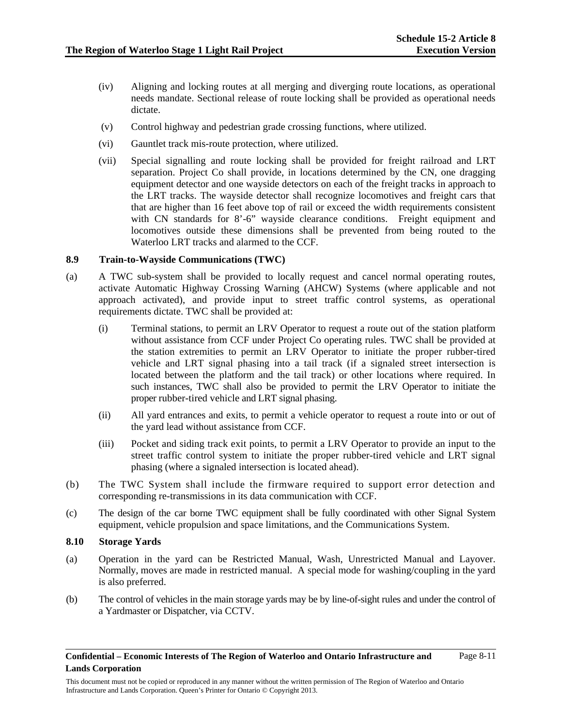(iv) Aligning and locking routes at all merging and diverging route locations, as operational needs mandate. Sectional release of route locking shall be provided as operational needs dictate.

(v) Control highway and pedestrian grade crossing functions, where utilized.

(vi) Gauntlet track mis-route protection, where utilized.

(vii) Special signalling and route locking shall be provided for freight railroad and LRT separation. Project Co shall provide, in locations determined by the CN, one dragging equipment detector and one wayside detectors on each of the freight tracks in approach to the LRT tracks. The wayside detector shall recognize locomotives and freight cars that that are higher than 16 feet above top of rail or exceed the width requirements consistent with CN standards for 8'-6" wayside clearance conditions. Freight equipment and locomotives outside these dimensions shall be prevented from being routed to the Waterloo LRT tracks and alarmed to the CCF.

### 8.9 Train-to-Wayside Communications (TWC)

(a) A TWC sub-system shall be provided to locally request and cancel normal operating routes, activate Automatic Highway Crossing Warning (AHCW) Systems (where applicable and not approach activated), and provide input to street traffic control systems, as operational requirements dictate. TWC shall be provided at:

(i) Terminal stations, to permit an LRV Operator to request a route out of the station platform without assistance from CCF under Project Co operating rules. TWC shall be provided at the station extremities to permit an LRV Operator to initiate the proper rubber-tired vehicle and LRT signal phasing into a tail track (if a signaled street intersection is located between the platform and the tail track) or other locations where required. In such instances, TWC shall also be provided to permit the LRV Operator to initiate the proper rubber-tired vehicle and LRT signal phasing.

(ii) All yard entrances and exits, to permit a vehicle operator to request a route into or out of the yard lead without assistance from CCF.

(iii) Pocket and siding track exit points, to permit a LRV Operator to provide an input to the street traffic control system to initiate the proper rubber-tired vehicle and LRT signal phasing (where a signaled intersection is located ahead).

(b) The TWC System shall include the firmware required to support error detection and corresponding re-transmissions in its data communication with CCF.

(c) The design of the car borne TWC equipment shall be fully coordinated with other Signal System equipment, vehicle propulsion and space limitations, and the Communications System.

### 8.10 Storage Yards

(a) Operation in the yard can be Restricted Manual, Wash, Unrestricted Manual and Layover. Normally, moves are made in restricted manual. A special mode for washing/coupling in the yard is also preferred.

(b) The control of vehicles in the main storage yards may be by line-of-sight rules and under the control of a Yardmaster or Dispatcher, via CCTV.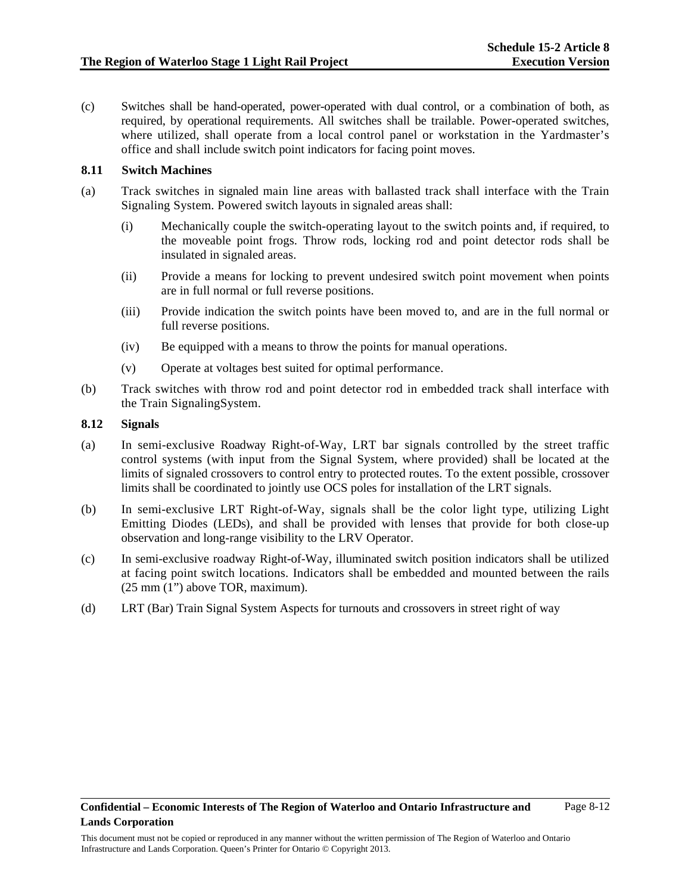(c) Switches shall be hand-operated, power-operated with dual control, or a combination of both, as required, by operational requirements. All switches shall be trailable. Power-operated switches, where utilized, shall operate from a local control panel or workstation in the Yardmaster's office and shall include switch point indicators for facing point moves.

### 8.11 Switch Machines

(a) Track switches in signaled main line areas with ballasted track shall interface with the Train Signaling System. Powered switch layouts in signaled areas shall:

  (i) Mechanically couple the switch-operating layout to the switch points and, if required, to the moveable point frogs. Throw rods, locking rod and point detector rods shall be insulated in signaled areas.

  (ii) Provide a means for locking to prevent undesired switch point movement when points are in full normal or full reverse positions.

  (iii) Provide indication the switch points have been moved to, and are in the full normal or full reverse positions.

  (iv) Be equipped with a means to throw the points for manual operations.

  (v) Operate at voltages best suited for optimal performance.

(b) Track switches with throw rod and point detector rod in embedded track shall interface with the Train SignalingSystem.

### 8.12 Signals

(a) In semi-exclusive Roadway Right-of-Way, LRT bar signals controlled by the street traffic control systems (with input from the Signal System, where provided) shall be located at the limits of signaled crossovers to control entry to protected routes. To the extent possible, crossover limits shall be coordinated to jointly use OCS poles for installation of the LRT signals.

(b) In semi-exclusive LRT Right-of-Way, signals shall be the color light type, utilizing Light Emitting Diodes (LEDs), and shall be provided with lenses that provide for both close-up observation and long-range visibility to the LRV Operator.

(c) In semi-exclusive roadway Right-of-Way, illuminated switch position indicators shall be utilized at facing point switch locations. Indicators shall be embedded and mounted between the rails (25 mm (1") above TOR, maximum).

(d) LRT (Bar) Train Signal System Aspects for turnouts and crossovers in street right of way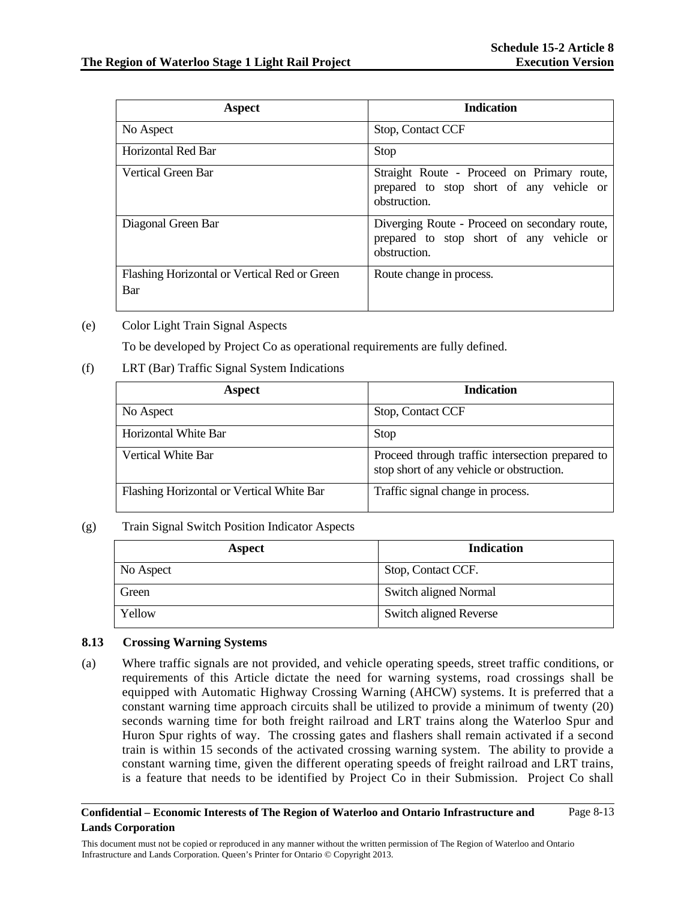| Aspect | Indication |
|---|---|
| No Aspect | Stop, Contact CCF |
| Horizontal Red Bar | Stop |
| Vertical Green Bar | Straight Route - Proceed on Primary route, prepared to stop short of any vehicle or obstruction. |
| Diagonal Green Bar | Diverging Route - Proceed on secondary route, prepared to stop short of any vehicle or obstruction. |
| Flashing Horizontal or Vertical Red or Green Bar | Route change in process. |

(e) Color Light Train Signal Aspects

To be developed by Project Co as operational requirements are fully defined.

(f) LRT (Bar) Traffic Signal System Indications

| Aspect | Indication |
|---|---|
| No Aspect | Stop, Contact CCF |
| Horizontal White Bar | Stop |
| Vertical White Bar | Proceed through traffic intersection prepared to stop short of any vehicle or obstruction. |
| Flashing Horizontal or Vertical White Bar | Traffic signal change in process. |

(g) Train Signal Switch Position Indicator Aspects

| Aspect | Indication |
|---|---|
| No Aspect | Stop, Contact CCF. |
| Green | Switch aligned Normal |
| Yellow | Switch aligned Reverse |

### 8.13 Crossing Warning Systems

(a) Where traffic signals are not provided, and vehicle operating speeds, street traffic conditions, or requirements of this Article dictate the need for warning systems, road crossings shall be equipped with Automatic Highway Crossing Warning (AHCW) systems. It is preferred that a constant warning time approach circuits shall be utilized to provide a minimum of twenty (20) seconds warning time for both freight railroad and LRT trains along the Waterloo Spur and Huron Spur rights of way. The crossing gates and flashers shall remain activated if a second train is within 15 seconds of the activated crossing warning system. The ability to provide a constant warning time, given the different operating speeds of freight railroad and LRT trains, is a feature that needs to be identified by Project Co in their Submission. Project Co shall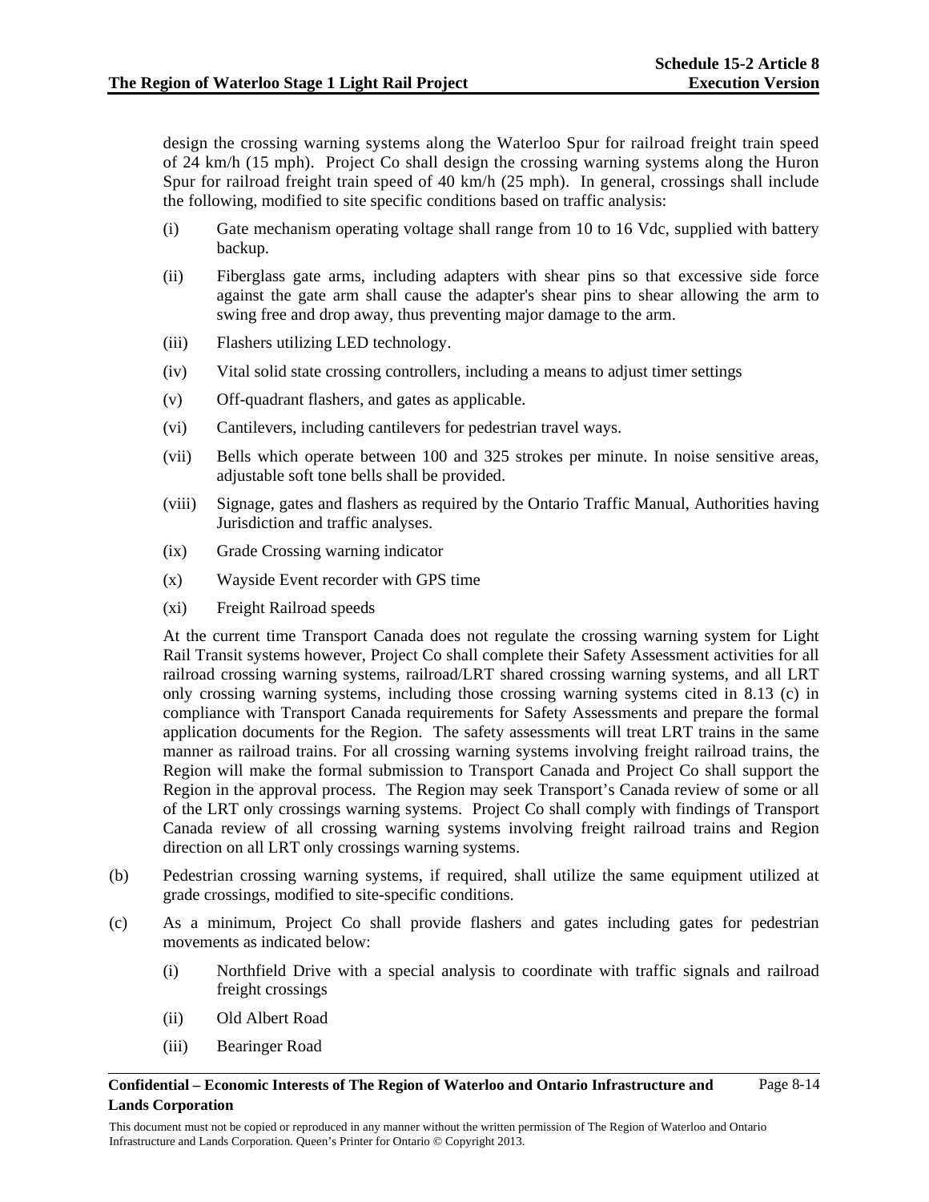design the crossing warning systems along the Waterloo Spur for railroad freight train speed of 24 km/h (15 mph). Project Co shall design the crossing warning systems along the Huron Spur for railroad freight train speed of 40 km/h (25 mph). In general, crossings shall include the following, modified to site specific conditions based on traffic analysis:

(i) Gate mechanism operating voltage shall range from 10 to 16 Vdc, supplied with battery backup.

(ii) Fiberglass gate arms, including adapters with shear pins so that excessive side force against the gate arm shall cause the adapter's shear pins to shear allowing the arm to swing free and drop away, thus preventing major damage to the arm.

(iii) Flashers utilizing LED technology.

(iv) Vital solid state crossing controllers, including a means to adjust timer settings

(v) Off-quadrant flashers, and gates as applicable.

(vi) Cantilevers, including cantilevers for pedestrian travel ways.

(vii) Bells which operate between 100 and 325 strokes per minute. In noise sensitive areas, adjustable soft tone bells shall be provided.

(viii) Signage, gates and flashers as required by the Ontario Traffic Manual, Authorities having Jurisdiction and traffic analyses.

(ix) Grade Crossing warning indicator

(x) Wayside Event recorder with GPS time

(xi) Freight Railroad speeds

At the current time Transport Canada does not regulate the crossing warning system for Light Rail Transit systems however, Project Co shall complete their Safety Assessment activities for all railroad crossing warning systems, railroad/LRT shared crossing warning systems, and all LRT only crossing warning systems, including those crossing warning systems cited in 8.13 (c) in compliance with Transport Canada requirements for Safety Assessments and prepare the formal application documents for the Region. The safety assessments will treat LRT trains in the same manner as railroad trains. For all crossing warning systems involving freight railroad trains, the Region will make the formal submission to Transport Canada and Project Co shall support the Region in the approval process. The Region may seek Transport's Canada review of some or all of the LRT only crossings warning systems. Project Co shall comply with findings of Transport Canada review of all crossing warning systems involving freight railroad trains and Region direction on all LRT only crossings warning systems.

(b) Pedestrian crossing warning systems, if required, shall utilize the same equipment utilized at grade crossings, modified to site-specific conditions.

(c) As a minimum, Project Co shall provide flashers and gates including gates for pedestrian movements as indicated below:

(i) Northfield Drive with a special analysis to coordinate with traffic signals and railroad freight crossings

(ii) Old Albert Road

(iii) Bearinger Road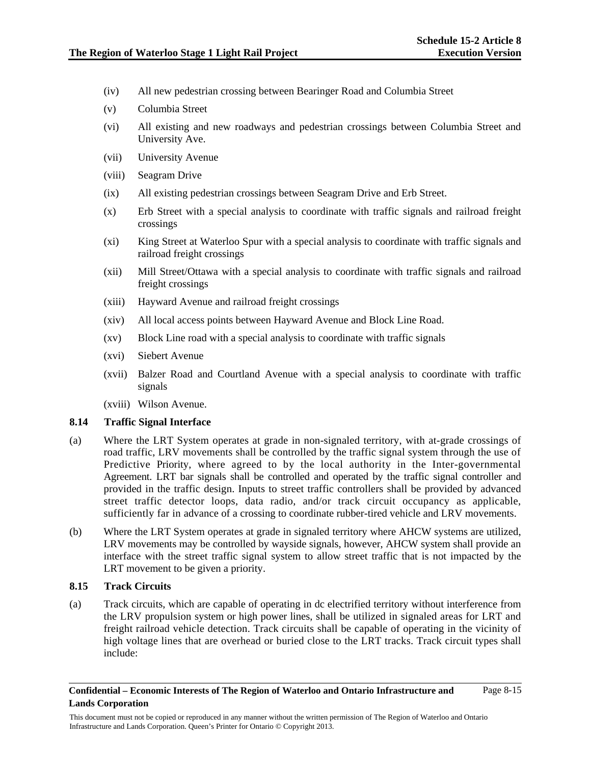(iv) All new pedestrian crossing between Bearinger Road and Columbia Street

(v) Columbia Street

(vi) All existing and new roadways and pedestrian crossings between Columbia Street and University Ave.

(vii) University Avenue

(viii) Seagram Drive

(ix) All existing pedestrian crossings between Seagram Drive and Erb Street.

(x) Erb Street with a special analysis to coordinate with traffic signals and railroad freight crossings

(xi) King Street at Waterloo Spur with a special analysis to coordinate with traffic signals and railroad freight crossings

(xii) Mill Street/Ottawa with a special analysis to coordinate with traffic signals and railroad freight crossings

(xiii) Hayward Avenue and railroad freight crossings

(xiv) All local access points between Hayward Avenue and Block Line Road.

(xv) Block Line road with a special analysis to coordinate with traffic signals

(xvi) Siebert Avenue

(xvii) Balzer Road and Courtland Avenue with a special analysis to coordinate with traffic signals

(xviii) Wilson Avenue.

### 8.14 Traffic Signal Interface

(a) Where the LRT System operates at grade in non-signaled territory, with at-grade crossings of road traffic, LRV movements shall be controlled by the traffic signal system through the use of Predictive Priority, where agreed to by the local authority in the Inter-governmental Agreement. LRT bar signals shall be controlled and operated by the traffic signal controller and provided in the traffic design. Inputs to street traffic controllers shall be provided by advanced street traffic detector loops, data radio, and/or track circuit occupancy as applicable, sufficiently far in advance of a crossing to coordinate rubber-tired vehicle and LRV movements.

(b) Where the LRT System operates at grade in signaled territory where AHCW systems are utilized, LRV movements may be controlled by wayside signals, however, AHCW system shall provide an interface with the street traffic signal system to allow street traffic that is not impacted by the LRT movement to be given a priority.

### 8.15 Track Circuits

(a) Track circuits, which are capable of operating in dc electrified territory without interference from the LRV propulsion system or high power lines, shall be utilized in signaled areas for LRT and freight railroad vehicle detection. Track circuits shall be capable of operating in the vicinity of high voltage lines that are overhead or buried close to the LRT tracks. Track circuit types shall include: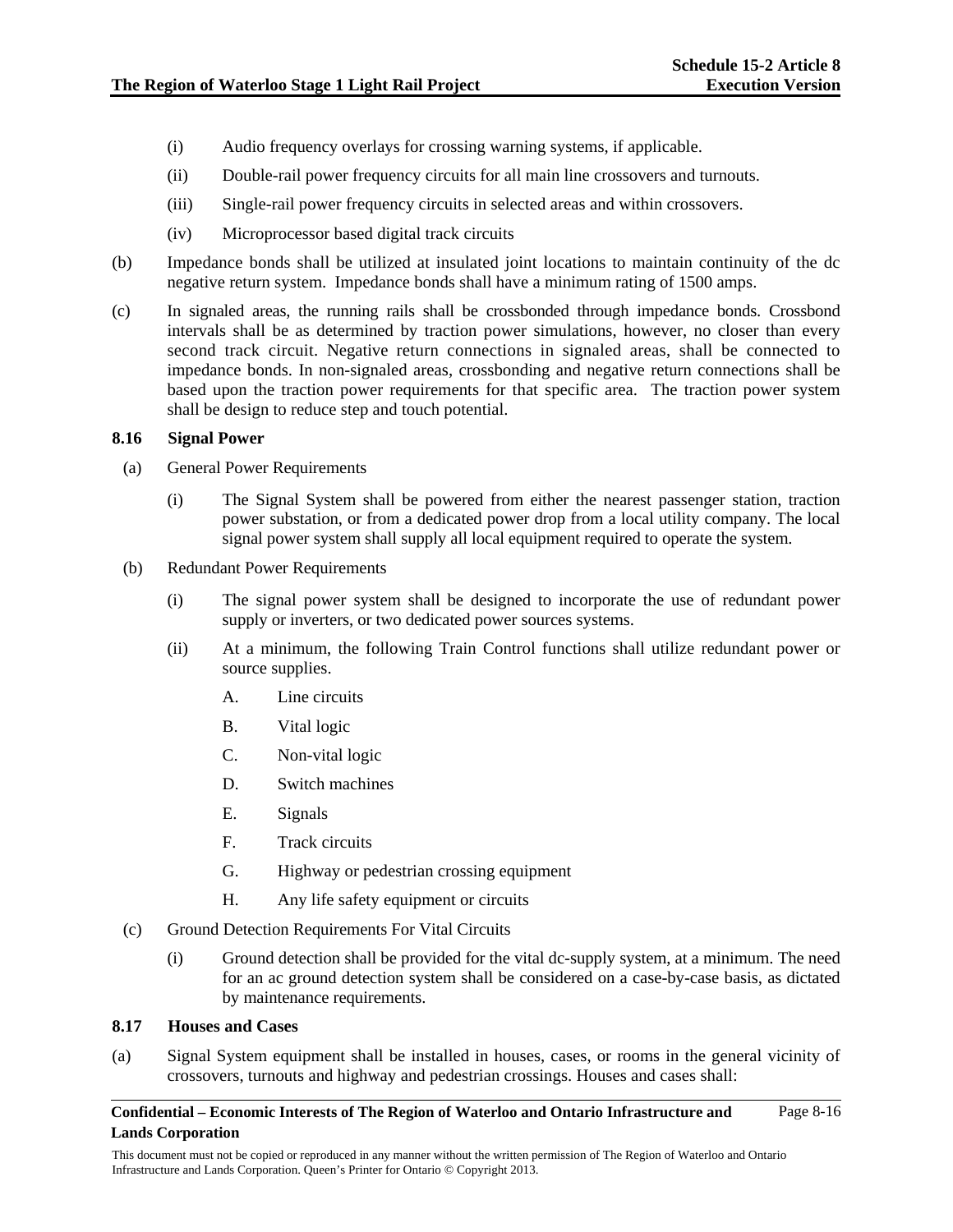(i) Audio frequency overlays for crossing warning systems, if applicable.

(ii) Double-rail power frequency circuits for all main line crossovers and turnouts.

(iii) Single-rail power frequency circuits in selected areas and within crossovers.

(iv) Microprocessor based digital track circuits

(b) Impedance bonds shall be utilized at insulated joint locations to maintain continuity of the dc negative return system. Impedance bonds shall have a minimum rating of 1500 amps.

(c) In signaled areas, the running rails shall be crossbonded through impedance bonds. Crossbond intervals shall be as determined by traction power simulations, however, no closer than every second track circuit. Negative return connections in signaled areas, shall be connected to impedance bonds. In non-signaled areas, crossbonding and negative return connections shall be based upon the traction power requirements for that specific area. The traction power system shall be design to reduce step and touch potential.

### 8.16 Signal Power

(a) General Power Requirements

(i) The Signal System shall be powered from either the nearest passenger station, traction power substation, or from a dedicated power drop from a local utility company. The local signal power system shall supply all local equipment required to operate the system.

(b) Redundant Power Requirements

(i) The signal power system shall be designed to incorporate the use of redundant power supply or inverters, or two dedicated power sources systems.

(ii) At a minimum, the following Train Control functions shall utilize redundant power or source supplies.

A. Line circuits

B. Vital logic

C. Non-vital logic

D. Switch machines

E. Signals

F. Track circuits

G. Highway or pedestrian crossing equipment

H. Any life safety equipment or circuits

(c) Ground Detection Requirements For Vital Circuits

(i) Ground detection shall be provided for the vital dc-supply system, at a minimum. The need for an ac ground detection system shall be considered on a case-by-case basis, as dictated by maintenance requirements.

### 8.17 Houses and Cases

(a) Signal System equipment shall be installed in houses, cases, or rooms in the general vicinity of crossovers, turnouts and highway and pedestrian crossings. Houses and cases shall: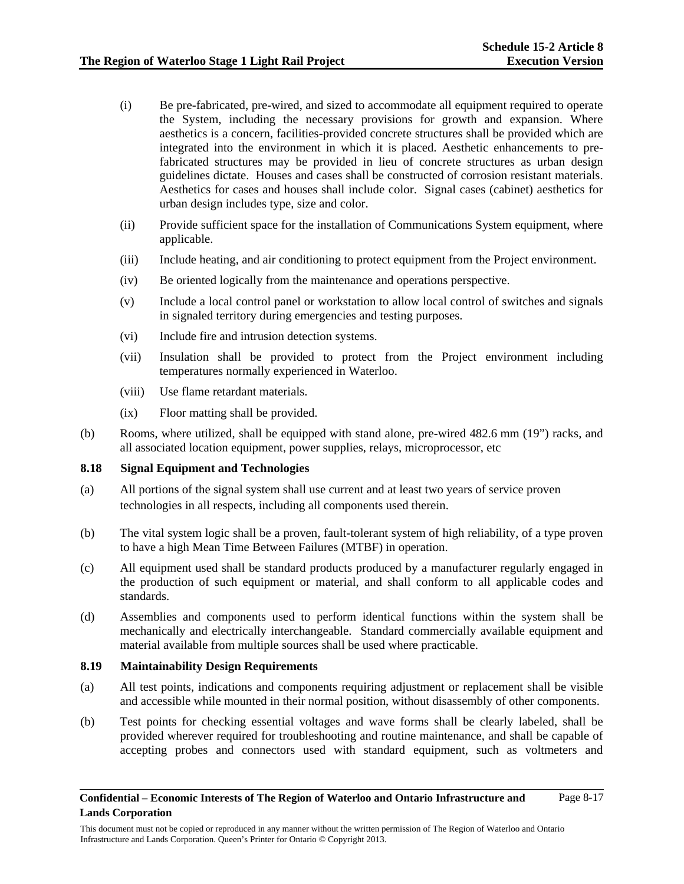(i) Be pre-fabricated, pre-wired, and sized to accommodate all equipment required to operate the System, including the necessary provisions for growth and expansion. Where aesthetics is a concern, facilities-provided concrete structures shall be provided which are integrated into the environment in which it is placed. Aesthetic enhancements to pre-fabricated structures may be provided in lieu of concrete structures as urban design guidelines dictate. Houses and cases shall be constructed of corrosion resistant materials. Aesthetics for cases and houses shall include color. Signal cases (cabinet) aesthetics for urban design includes type, size and color.

(ii) Provide sufficient space for the installation of Communications System equipment, where applicable.

(iii) Include heating, and air conditioning to protect equipment from the Project environment.

(iv) Be oriented logically from the maintenance and operations perspective.

(v) Include a local control panel or workstation to allow local control of switches and signals in signaled territory during emergencies and testing purposes.

(vi) Include fire and intrusion detection systems.

(vii) Insulation shall be provided to protect from the Project environment including temperatures normally experienced in Waterloo.

(viii) Use flame retardant materials.

(ix) Floor matting shall be provided.

(b) Rooms, where utilized, shall be equipped with stand alone, pre-wired 482.6 mm (19") racks, and all associated location equipment, power supplies, relays, microprocessor, etc

### 8.18 Signal Equipment and Technologies

(a) All portions of the signal system shall use current and at least two years of service proven technologies in all respects, including all components used therein.

(b) The vital system logic shall be a proven, fault-tolerant system of high reliability, of a type proven to have a high Mean Time Between Failures (MTBF) in operation.

(c) All equipment used shall be standard products produced by a manufacturer regularly engaged in the production of such equipment or material, and shall conform to all applicable codes and standards.

(d) Assemblies and components used to perform identical functions within the system shall be mechanically and electrically interchangeable. Standard commercially available equipment and material available from multiple sources shall be used where practicable.

### 8.19 Maintainability Design Requirements

(a) All test points, indications and components requiring adjustment or replacement shall be visible and accessible while mounted in their normal position, without disassembly of other components.

(b) Test points for checking essential voltages and wave forms shall be clearly labeled, shall be provided wherever required for troubleshooting and routine maintenance, and shall be capable of accepting probes and connectors used with standard equipment, such as voltmeters and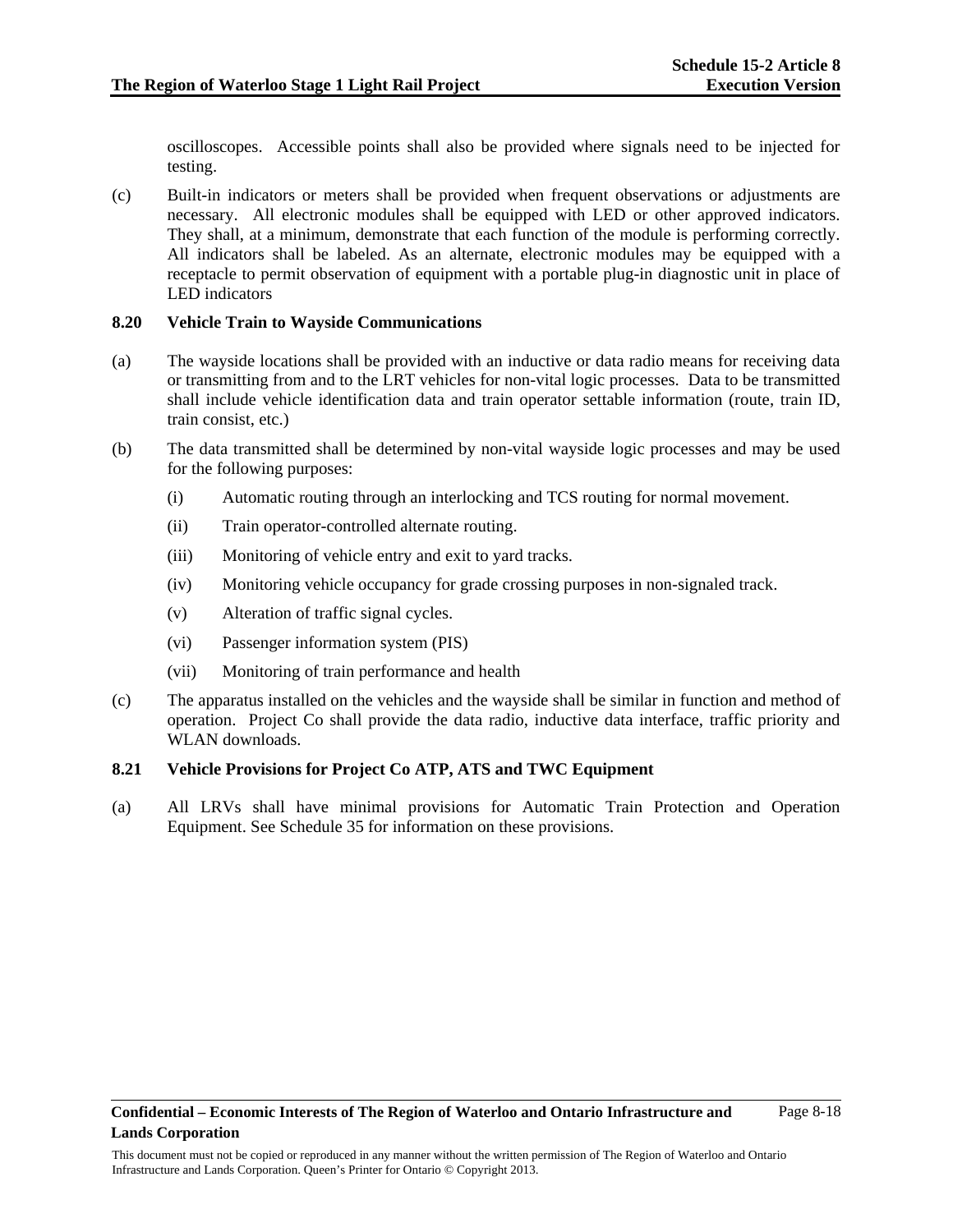oscilloscopes. Accessible points shall also be provided where signals need to be injected for testing.

(c) Built-in indicators or meters shall be provided when frequent observations or adjustments are necessary. All electronic modules shall be equipped with LED or other approved indicators. They shall, at a minimum, demonstrate that each function of the module is performing correctly. All indicators shall be labeled. As an alternate, electronic modules may be equipped with a receptacle to permit observation of equipment with a portable plug-in diagnostic unit in place of LED indicators

### 8.20 Vehicle Train to Wayside Communications

(a) The wayside locations shall be provided with an inductive or data radio means for receiving data or transmitting from and to the LRT vehicles for non-vital logic processes. Data to be transmitted shall include vehicle identification data and train operator settable information (route, train ID, train consist, etc.)

(b) The data transmitted shall be determined by non-vital wayside logic processes and may be used for the following purposes:

   (i) Automatic routing through an interlocking and TCS routing for normal movement.

   (ii) Train operator-controlled alternate routing.

   (iii) Monitoring of vehicle entry and exit to yard tracks.

   (iv) Monitoring vehicle occupancy for grade crossing purposes in non-signaled track.

   (v) Alteration of traffic signal cycles.

   (vi) Passenger information system (PIS)

   (vii) Monitoring of train performance and health

(c) The apparatus installed on the vehicles and the wayside shall be similar in function and method of operation. Project Co shall provide the data radio, inductive data interface, traffic priority and WLAN downloads.

### 8.21 Vehicle Provisions for Project Co ATP, ATS and TWC Equipment

(a) All LRVs shall have minimal provisions for Automatic Train Protection and Operation Equipment. See Schedule 35 for information on these provisions.